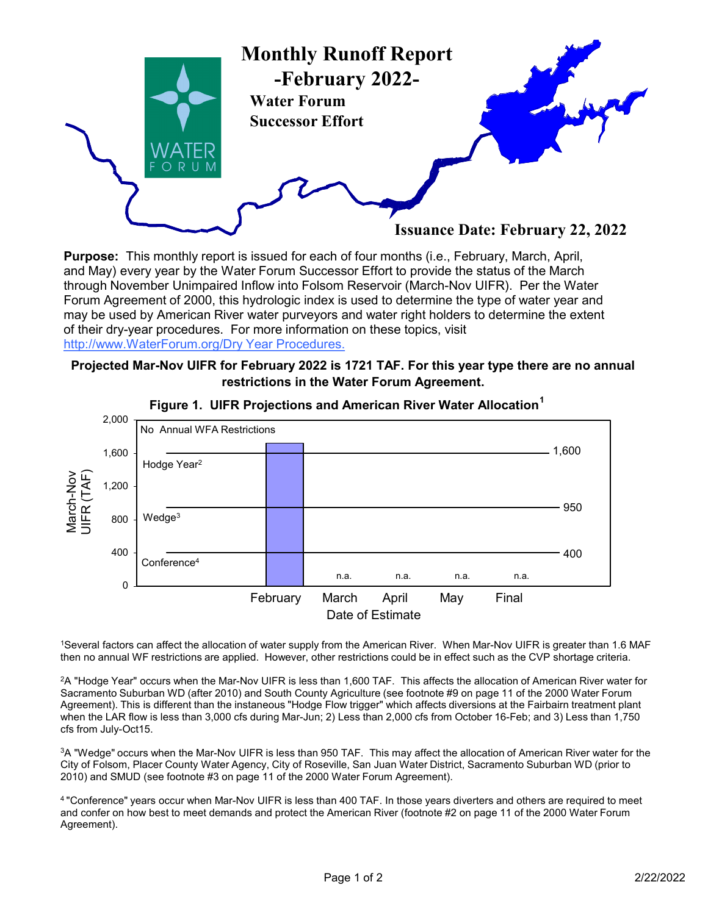# Monthly Runoff Report -February 2022-

**Water Forum Successor Effort**

**Issuance Date: February 22, 2022**

**Purpose:** This monthly report is issued for each of four months (i.e., February, March, April, and May) every year by the Water Forum Successor Effort to provide the status of the March through November Unimpaired Inflow into Folsom Reservoir (March-Nov UIFR). Per the Water Forum Agreement of 2000, this hydrologic index is used to determine the type of water year and may be used by American River water purveyors and water right holders to determine the extent of their dry-year procedures. For more information on these topics, visit http://www.WaterForum.org/Dry Year Procedures.

**Projected Mar-Nov UIFR for February 2022 is 1721 TAF. For this year type there are no annual restrictions in the Water Forum Agreement.**

**Figure 1. UIFR Projections and American River Water Allocation[1]**

| Date of Estimate | March-Nov UIFR (TAF) |
|---|---|
| February | 1721 |
| March | n.a. |
| April | n.a. |
| May | n.a. |
| Final | n.a. |

Thresholds: No Annual WFA Restrictions (above 1,600); Hodge Year[2] (below 1,600); Wedge[3] (below 950); Conference[4] (below 400).

[1]Several factors can affect the allocation of water supply from the American River. When Mar-Nov UIFR is greater than 1.6 MAF then no annual WF restrictions are applied. However, other restrictions could be in effect such as the CVP shortage criteria.

[2]A "Hodge Year" occurs when the Mar-Nov UIFR is less than 1,600 TAF. This affects the allocation of American River water for Sacramento Suburban WD (after 2010) and South County Agriculture (see footnote #9 on page 11 of the 2000 Water Forum Agreement). This is different than the instaneous "Hodge Flow trigger" which affects diversions at the Fairbairn treatment plant when the LAR flow is less than 3,000 cfs during Mar-Jun; 2) Less than 2,000 cfs from October 16-Feb; and 3) Less than 1,750 cfs from July-Oct15.

[3]A "Wedge" occurs when the Mar-Nov UIFR is less than 950 TAF. This may affect the allocation of American River water for the City of Folsom, Placer County Water Agency, City of Roseville, San Juan Water District, Sacramento Suburban WD (prior to 2010) and SMUD (see footnote #3 on page 11 of the 2000 Water Forum Agreement).

[4] "Conference" years occur when Mar-Nov UIFR is less than 400 TAF. In those years diverters and others are required to meet and confer on how best to meet demands and protect the American River (footnote #2 on page 11 of the 2000 Water Forum Agreement).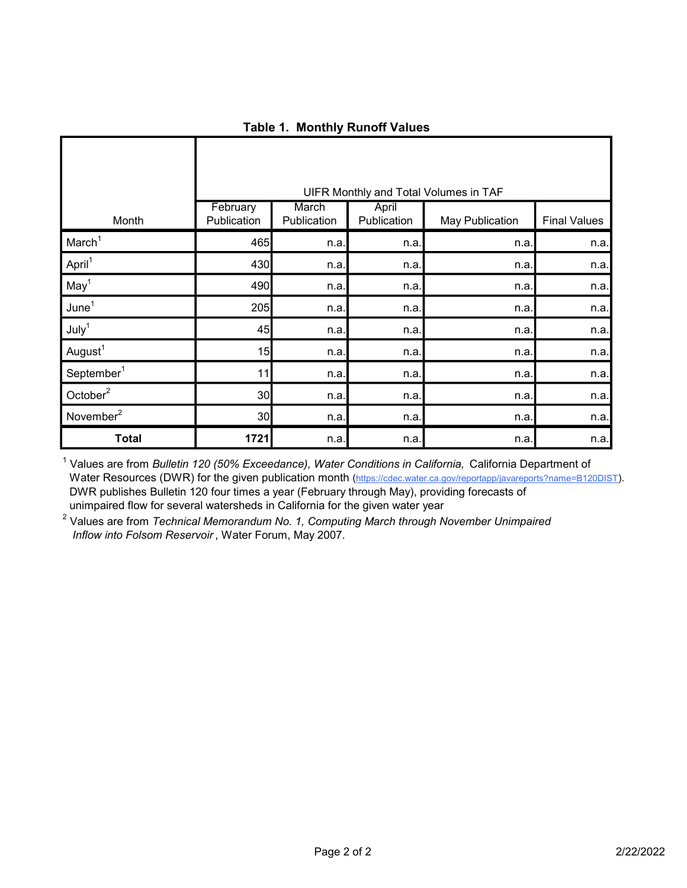**Table 1. Monthly Runoff Values**

| Month | UIFR Monthly and Total Volumes in TAF | | | | |
|---|---|---|---|---|---|
| | February Publication | March Publication | April Publication | May Publication | Final Values |
| March[1] | 465 | n.a. | n.a. | n.a. | n.a. |
| April[1] | 430 | n.a. | n.a. | n.a. | n.a. |
| May[1] | 490 | n.a. | n.a. | n.a. | n.a. |
| June[1] | 205 | n.a. | n.a. | n.a. | n.a. |
| July[1] | 45 | n.a. | n.a. | n.a. | n.a. |
| August[1] | 15 | n.a. | n.a. | n.a. | n.a. |
| September[1] | 11 | n.a. | n.a. | n.a. | n.a. |
| October[2] | 30 | n.a. | n.a. | n.a. | n.a. |
| November[2] | 30 | n.a. | n.a. | n.a. | n.a. |
| **Total** | **1721** | n.a. | n.a. | n.a. | n.a. |

[1] Values are from *Bulletin 120 (50% Exceedance), Water Conditions in California,* California Department of Water Resources (DWR) for the given publication month (https://cdec.water.ca.gov/reportapp/javareports?name=B120DIST). DWR publishes Bulletin 120 four times a year (February through May), providing forecasts of unimpaired flow for several watersheds in California for the given water year

[2] Values are from *Technical Memorandum No. 1, Computing March through November Unimpaired Inflow into Folsom Reservoir*, Water Forum, May 2007.

2/22/2022